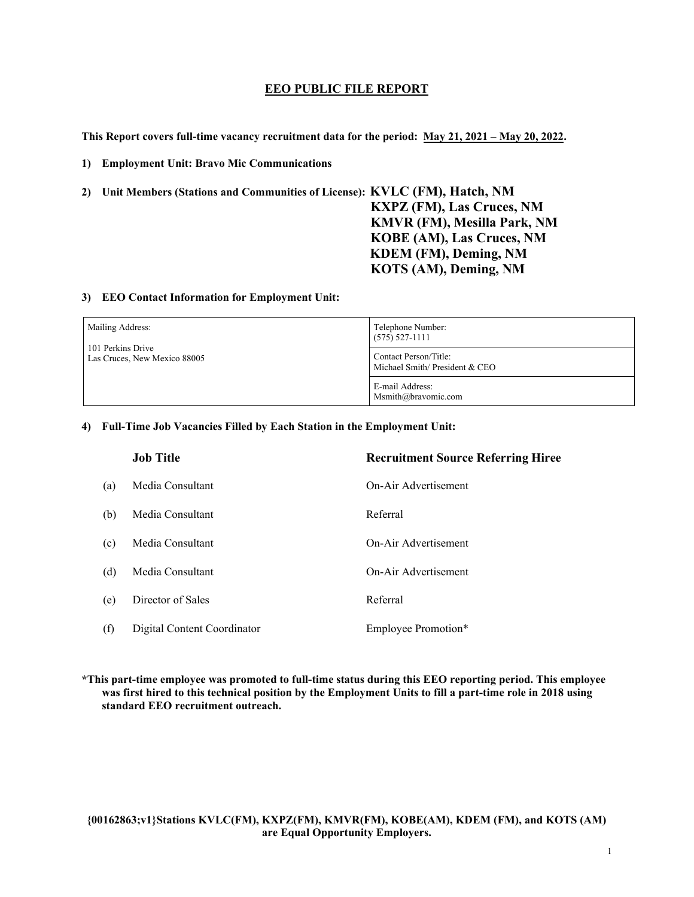# EEO PUBLIC FILE REPORT

**This Report covers full-time vacancy recruitment data for the period: May 21, 2021 – May 20, 2022.**

**1) Employment Unit: Bravo Mic Communications**

**2) Unit Members (Stations and Communities of License):**
**KVLC (FM), Hatch, NM**
**KXPZ (FM), Las Cruces, NM**
**KMVR (FM), Mesilla Park, NM**
**KOBE (AM), Las Cruces, NM**
**KDEM (FM), Deming, NM**
**KOTS (AM), Deming, NM**

**3) EEO Contact Information for Employment Unit:**

| Mailing Address:<br><br>101 Perkins Drive<br>Las Cruces, New Mexico 88005 | Telephone Number:<br>(575) 527-1111 |
|---|---|
| | Contact Person/Title:<br>Michael Smith/ President & CEO |
| | E-mail Address:<br>Msmith@bravomic.com |

**4) Full-Time Job Vacancies Filled by Each Station in the Employment Unit:**

| | **Job Title** | **Recruitment Source Referring Hiree** |
|---|---|---|
| (a) | Media Consultant | On-Air Advertisement |
| (b) | Media Consultant | Referral |
| (c) | Media Consultant | On-Air Advertisement |
| (d) | Media Consultant | On-Air Advertisement |
| (e) | Director of Sales | Referral |
| (f) | Digital Content Coordinator | Employee Promotion* |

**\*This part-time employee was promoted to full-time status during this EEO reporting period. This employee was first hired to this technical position by the Employment Units to fill a part-time role in 2018 using standard EEO recruitment outreach.**

**{00162863;v1}Stations KVLC(FM), KXPZ(FM), KMVR(FM), KOBE(AM), KDEM (FM), and KOTS (AM) are Equal Opportunity Employers.**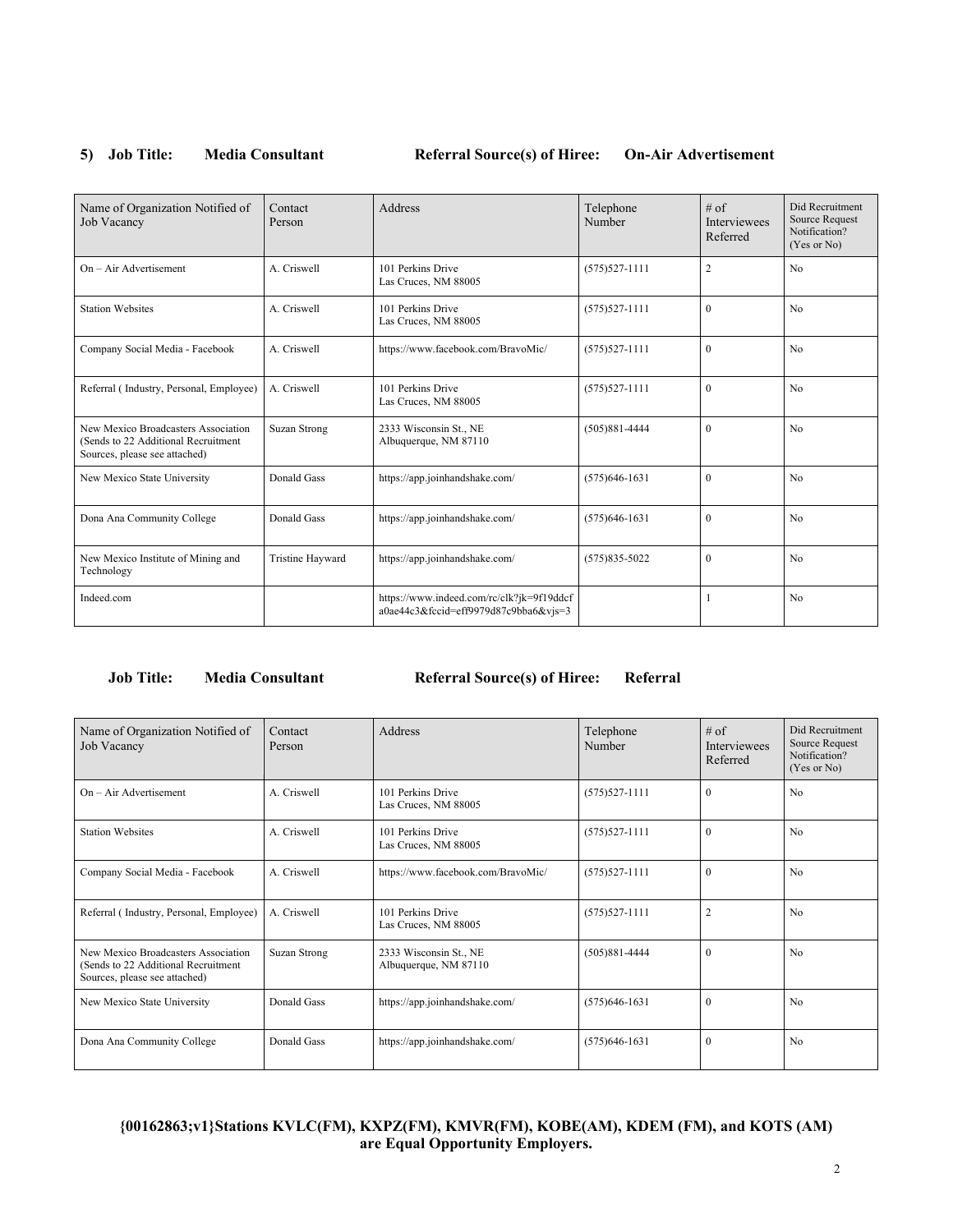**5) Job Title: Media Consultant Referral Source(s) of Hiree: On-Air Advertisement**

| Name of Organization Notified of Job Vacancy | Contact Person | Address | Telephone Number | # of Interviewees Referred | Did Recruitment Source Request Notification? (Yes or No) |
|---|---|---|---|---|---|
| On – Air Advertisement | A. Criswell | 101 Perkins Drive Las Cruces, NM 88005 | (575)527-1111 | 2 | No |
| Station Websites | A. Criswell | 101 Perkins Drive Las Cruces, NM 88005 | (575)527-1111 | 0 | No |
| Company Social Media - Facebook | A. Criswell | https://www.facebook.com/BravoMic/ | (575)527-1111 | 0 | No |
| Referral ( Industry, Personal, Employee) | A. Criswell | 101 Perkins Drive Las Cruces, NM 88005 | (575)527-1111 | 0 | No |
| New Mexico Broadcasters Association (Sends to 22 Additional Recruitment Sources, please see attached) | Suzan Strong | 2333 Wisconsin St., NE Albuquerque, NM 87110 | (505)881-4444 | 0 | No |
| New Mexico State University | Donald Gass | https://app.joinhandshake.com/ | (575)646-1631 | 0 | No |
| Dona Ana Community College | Donald Gass | https://app.joinhandshake.com/ | (575)646-1631 | 0 | No |
| New Mexico Institute of Mining and Technology | Tristine Hayward | https://app.joinhandshake.com/ | (575)835-5022 | 0 | No |
| Indeed.com | | https://www.indeed.com/rc/clk?jk=9f19ddcfa0ae44c3&fccid=eff9979d87c9bba6&vjs=3 | | 1 | No |

**Job Title: Media Consultant Referral Source(s) of Hiree: Referral**

| Name of Organization Notified of Job Vacancy | Contact Person | Address | Telephone Number | # of Interviewees Referred | Did Recruitment Source Request Notification? (Yes or No) |
|---|---|---|---|---|---|
| On – Air Advertisement | A. Criswell | 101 Perkins Drive Las Cruces, NM 88005 | (575)527-1111 | 0 | No |
| Station Websites | A. Criswell | 101 Perkins Drive Las Cruces, NM 88005 | (575)527-1111 | 0 | No |
| Company Social Media - Facebook | A. Criswell | https://www.facebook.com/BravoMic/ | (575)527-1111 | 0 | No |
| Referral ( Industry, Personal, Employee) | A. Criswell | 101 Perkins Drive Las Cruces, NM 88005 | (575)527-1111 | 2 | No |
| New Mexico Broadcasters Association (Sends to 22 Additional Recruitment Sources, please see attached) | Suzan Strong | 2333 Wisconsin St., NE Albuquerque, NM 87110 | (505)881-4444 | 0 | No |
| New Mexico State University | Donald Gass | https://app.joinhandshake.com/ | (575)646-1631 | 0 | No |
| Dona Ana Community College | Donald Gass | https://app.joinhandshake.com/ | (575)646-1631 | 0 | No |

**{00162863;v1}Stations KVLC(FM), KXPZ(FM), KMVR(FM), KOBE(AM), KDEM (FM), and KOTS (AM) are Equal Opportunity Employers.**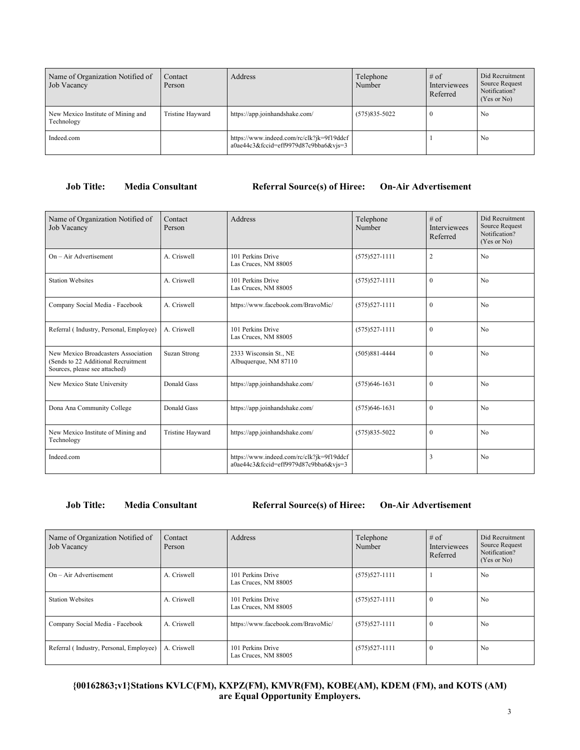| Name of Organization Notified of Job Vacancy | Contact Person | Address | Telephone Number | # of Interviewees Referred | Did Recruitment Source Request Notification? (Yes or No) |
|---|---|---|---|---|---|
| New Mexico Institute of Mining and Technology | Tristine Hayward | https://app.joinhandshake.com/ | (575)835-5022 | 0 | No |
| Indeed.com | | https://www.indeed.com/rc/clk?jk=9f19ddcfa0ae44c3&fccid=eff9979d87c9bba6&vjs=3 | | 1 | No |

**Job Title: Media Consultant** **Referral Source(s) of Hiree: On-Air Advertisement**

| Name of Organization Notified of Job Vacancy | Contact Person | Address | Telephone Number | # of Interviewees Referred | Did Recruitment Source Request Notification? (Yes or No) |
|---|---|---|---|---|---|
| On – Air Advertisement | A. Criswell | 101 Perkins Drive Las Cruces, NM 88005 | (575)527-1111 | 2 | No |
| Station Websites | A. Criswell | 101 Perkins Drive Las Cruces, NM 88005 | (575)527-1111 | 0 | No |
| Company Social Media - Facebook | A. Criswell | https://www.facebook.com/BravoMic/ | (575)527-1111 | 0 | No |
| Referral ( Industry, Personal, Employee) | A. Criswell | 101 Perkins Drive Las Cruces, NM 88005 | (575)527-1111 | 0 | No |
| New Mexico Broadcasters Association (Sends to 22 Additional Recruitment Sources, please see attached) | Suzan Strong | 2333 Wisconsin St., NE Albuquerque, NM 87110 | (505)881-4444 | 0 | No |
| New Mexico State University | Donald Gass | https://app.joinhandshake.com/ | (575)646-1631 | 0 | No |
| Dona Ana Community College | Donald Gass | https://app.joinhandshake.com/ | (575)646-1631 | 0 | No |
| New Mexico Institute of Mining and Technology | Tristine Hayward | https://app.joinhandshake.com/ | (575)835-5022 | 0 | No |
| Indeed.com | | https://www.indeed.com/rc/clk?jk=9f19ddcfa0ae44c3&fccid=eff9979d87c9bba6&vjs=3 | | 3 | No |

**Job Title: Media Consultant** **Referral Source(s) of Hiree: On-Air Advertisement**

| Name of Organization Notified of Job Vacancy | Contact Person | Address | Telephone Number | # of Interviewees Referred | Did Recruitment Source Request Notification? (Yes or No) |
|---|---|---|---|---|---|
| On – Air Advertisement | A. Criswell | 101 Perkins Drive Las Cruces, NM 88005 | (575)527-1111 | 1 | No |
| Station Websites | A. Criswell | 101 Perkins Drive Las Cruces, NM 88005 | (575)527-1111 | 0 | No |
| Company Social Media - Facebook | A. Criswell | https://www.facebook.com/BravoMic/ | (575)527-1111 | 0 | No |
| Referral ( Industry, Personal, Employee) | A. Criswell | 101 Perkins Drive Las Cruces, NM 88005 | (575)527-1111 | 0 | No |

**{00162863;v1}Stations KVLC(FM), KXPZ(FM), KMVR(FM), KOBE(AM), KDEM (FM), and KOTS (AM) are Equal Opportunity Employers.**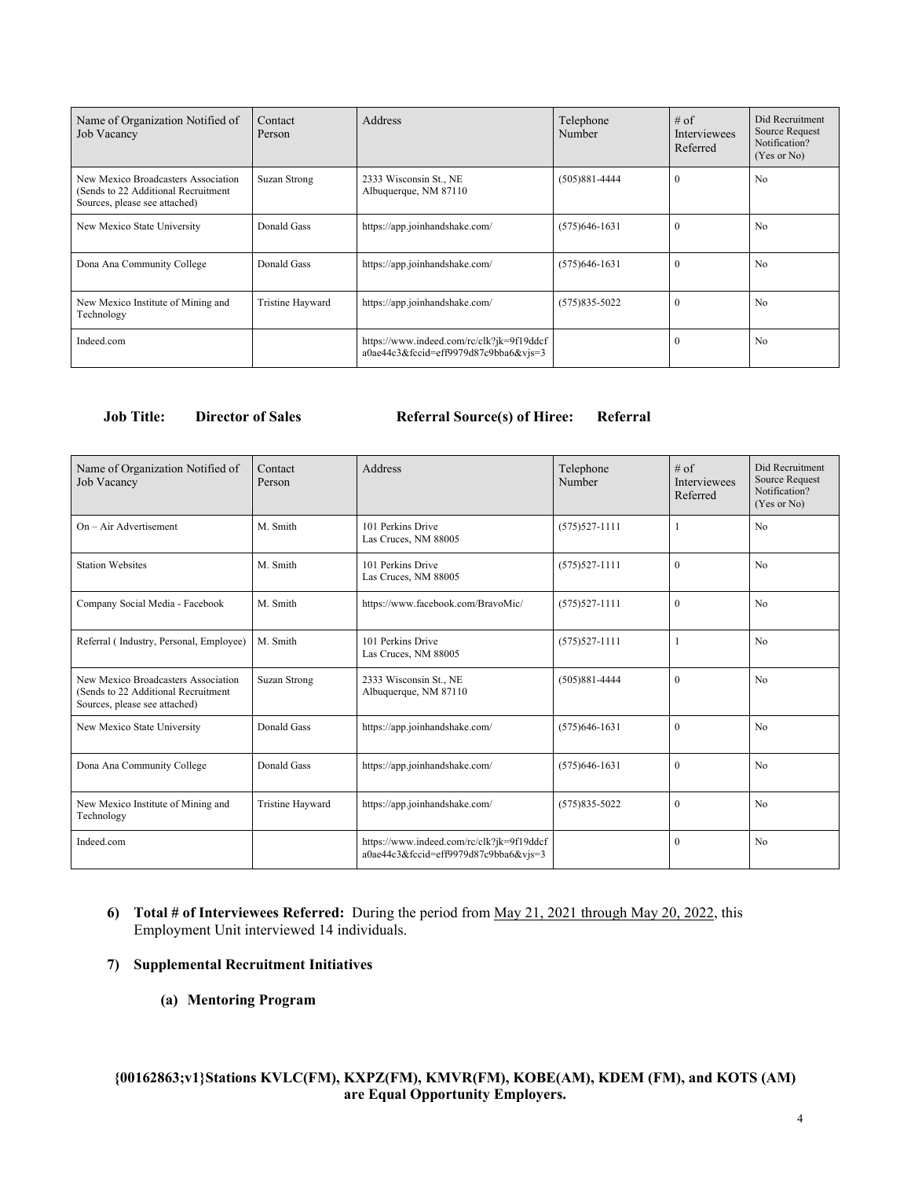| Name of Organization Notified of Job Vacancy | Contact Person | Address | Telephone Number | # of Interviewees Referred | Did Recruitment Source Request Notification? (Yes or No) |
|---|---|---|---|---|---|
| New Mexico Broadcasters Association (Sends to 22 Additional Recruitment Sources, please see attached) | Suzan Strong | 2333 Wisconsin St., NE Albuquerque, NM 87110 | (505)881-4444 | 0 | No |
| New Mexico State University | Donald Gass | https://app.joinhandshake.com/ | (575)646-1631 | 0 | No |
| Dona Ana Community College | Donald Gass | https://app.joinhandshake.com/ | (575)646-1631 | 0 | No |
| New Mexico Institute of Mining and Technology | Tristine Hayward | https://app.joinhandshake.com/ | (575)835-5022 | 0 | No |
| Indeed.com | | https://www.indeed.com/rc/clk?jk=9f19ddcf a0ae44c3&fccid=eff9979d87c9bba6&vjs=3 | | 0 | No |

**Job Title: Director of Sales** **Referral Source(s) of Hiree: Referral**

| Name of Organization Notified of Job Vacancy | Contact Person | Address | Telephone Number | # of Interviewees Referred | Did Recruitment Source Request Notification? (Yes or No) |
|---|---|---|---|---|---|
| On – Air Advertisement | M. Smith | 101 Perkins Drive Las Cruces, NM 88005 | (575)527-1111 | 1 | No |
| Station Websites | M. Smith | 101 Perkins Drive Las Cruces, NM 88005 | (575)527-1111 | 0 | No |
| Company Social Media - Facebook | M. Smith | https://www.facebook.com/BravoMic/ | (575)527-1111 | 0 | No |
| Referral ( Industry, Personal, Employee) | M. Smith | 101 Perkins Drive Las Cruces, NM 88005 | (575)527-1111 | 1 | No |
| New Mexico Broadcasters Association (Sends to 22 Additional Recruitment Sources, please see attached) | Suzan Strong | 2333 Wisconsin St., NE Albuquerque, NM 87110 | (505)881-4444 | 0 | No |
| New Mexico State University | Donald Gass | https://app.joinhandshake.com/ | (575)646-1631 | 0 | No |
| Dona Ana Community College | Donald Gass | https://app.joinhandshake.com/ | (575)646-1631 | 0 | No |
| New Mexico Institute of Mining and Technology | Tristine Hayward | https://app.joinhandshake.com/ | (575)835-5022 | 0 | No |
| Indeed.com | | https://www.indeed.com/rc/clk?jk=9f19ddcf a0ae44c3&fccid=eff9979d87c9bba6&vjs=3 | | 0 | No |

6) **Total # of Interviewees Referred:** During the period from May 21, 2021 through May 20, 2022, this Employment Unit interviewed 14 individuals.

7) **Supplemental Recruitment Initiatives**

   **(a) Mentoring Program**

**{00162863;v1}Stations KVLC(FM), KXPZ(FM), KMVR(FM), KOBE(AM), KDEM (FM), and KOTS (AM) are Equal Opportunity Employers.**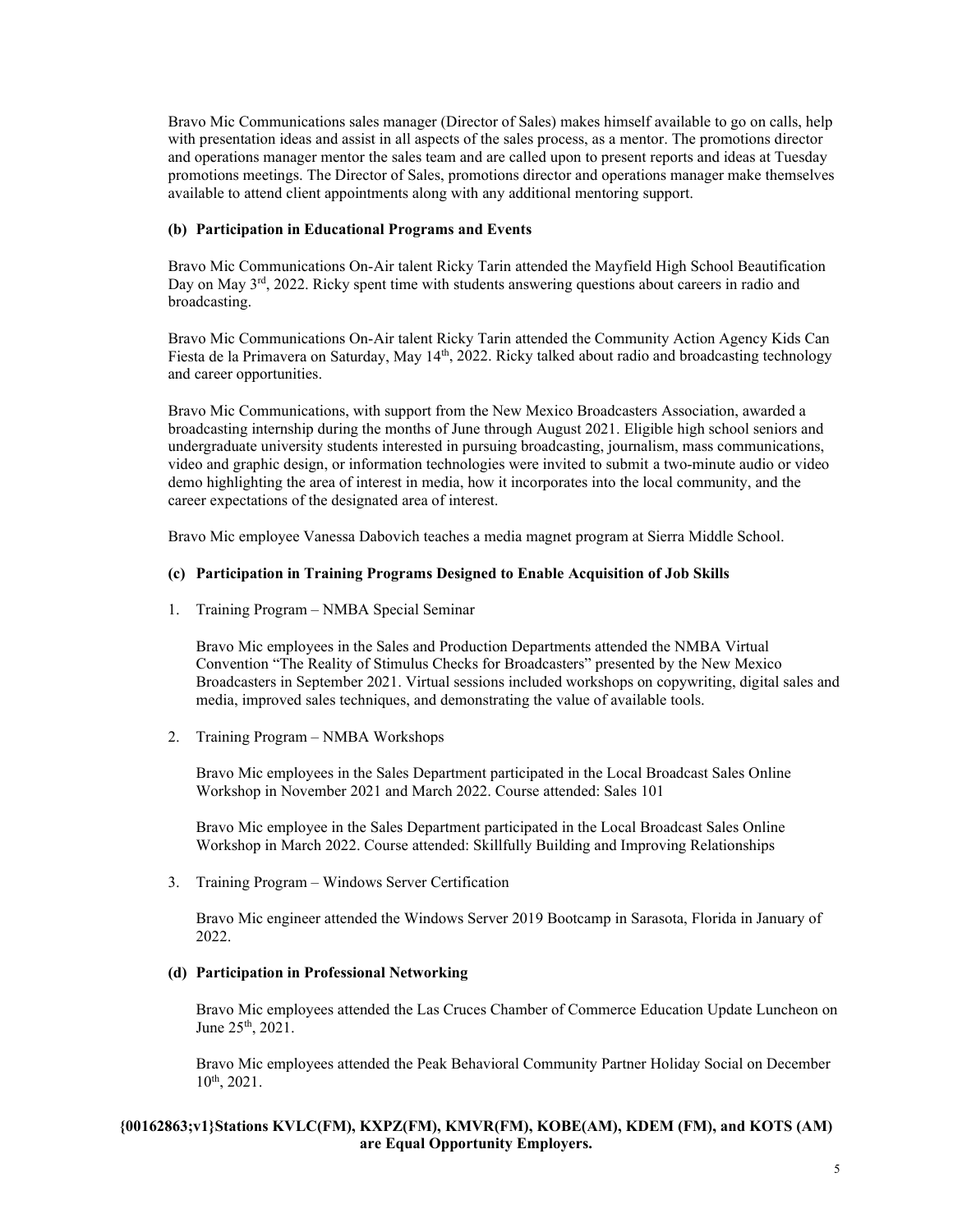Bravo Mic Communications sales manager (Director of Sales) makes himself available to go on calls, help with presentation ideas and assist in all aspects of the sales process, as a mentor. The promotions director and operations manager mentor the sales team and are called upon to present reports and ideas at Tuesday promotions meetings. The Director of Sales, promotions director and operations manager make themselves available to attend client appointments along with any additional mentoring support.

**(b) Participation in Educational Programs and Events**

Bravo Mic Communications On-Air talent Ricky Tarin attended the Mayfield High School Beautification Day on May 3rd, 2022. Ricky spent time with students answering questions about careers in radio and broadcasting.

Bravo Mic Communications On-Air talent Ricky Tarin attended the Community Action Agency Kids Can Fiesta de la Primavera on Saturday, May 14th, 2022. Ricky talked about radio and broadcasting technology and career opportunities.

Bravo Mic Communications, with support from the New Mexico Broadcasters Association, awarded a broadcasting internship during the months of June through August 2021. Eligible high school seniors and undergraduate university students interested in pursuing broadcasting, journalism, mass communications, video and graphic design, or information technologies were invited to submit a two-minute audio or video demo highlighting the area of interest in media, how it incorporates into the local community, and the career expectations of the designated area of interest.

Bravo Mic employee Vanessa Dabovich teaches a media magnet program at Sierra Middle School.

**(c) Participation in Training Programs Designed to Enable Acquisition of Job Skills**

1. Training Program – NMBA Special Seminar

   Bravo Mic employees in the Sales and Production Departments attended the NMBA Virtual Convention "The Reality of Stimulus Checks for Broadcasters" presented by the New Mexico Broadcasters in September 2021. Virtual sessions included workshops on copywriting, digital sales and media, improved sales techniques, and demonstrating the value of available tools.

2. Training Program – NMBA Workshops

   Bravo Mic employees in the Sales Department participated in the Local Broadcast Sales Online Workshop in November 2021 and March 2022. Course attended: Sales 101

   Bravo Mic employee in the Sales Department participated in the Local Broadcast Sales Online Workshop in March 2022. Course attended: Skillfully Building and Improving Relationships

3. Training Program – Windows Server Certification

   Bravo Mic engineer attended the Windows Server 2019 Bootcamp in Sarasota, Florida in January of 2022.

**(d) Participation in Professional Networking**

Bravo Mic employees attended the Las Cruces Chamber of Commerce Education Update Luncheon on June 25th, 2021.

Bravo Mic employees attended the Peak Behavioral Community Partner Holiday Social on December 10th, 2021.

**{00162863;v1}Stations KVLC(FM), KXPZ(FM), KMVR(FM), KOBE(AM), KDEM (FM), and KOTS (AM) are Equal Opportunity Employers.**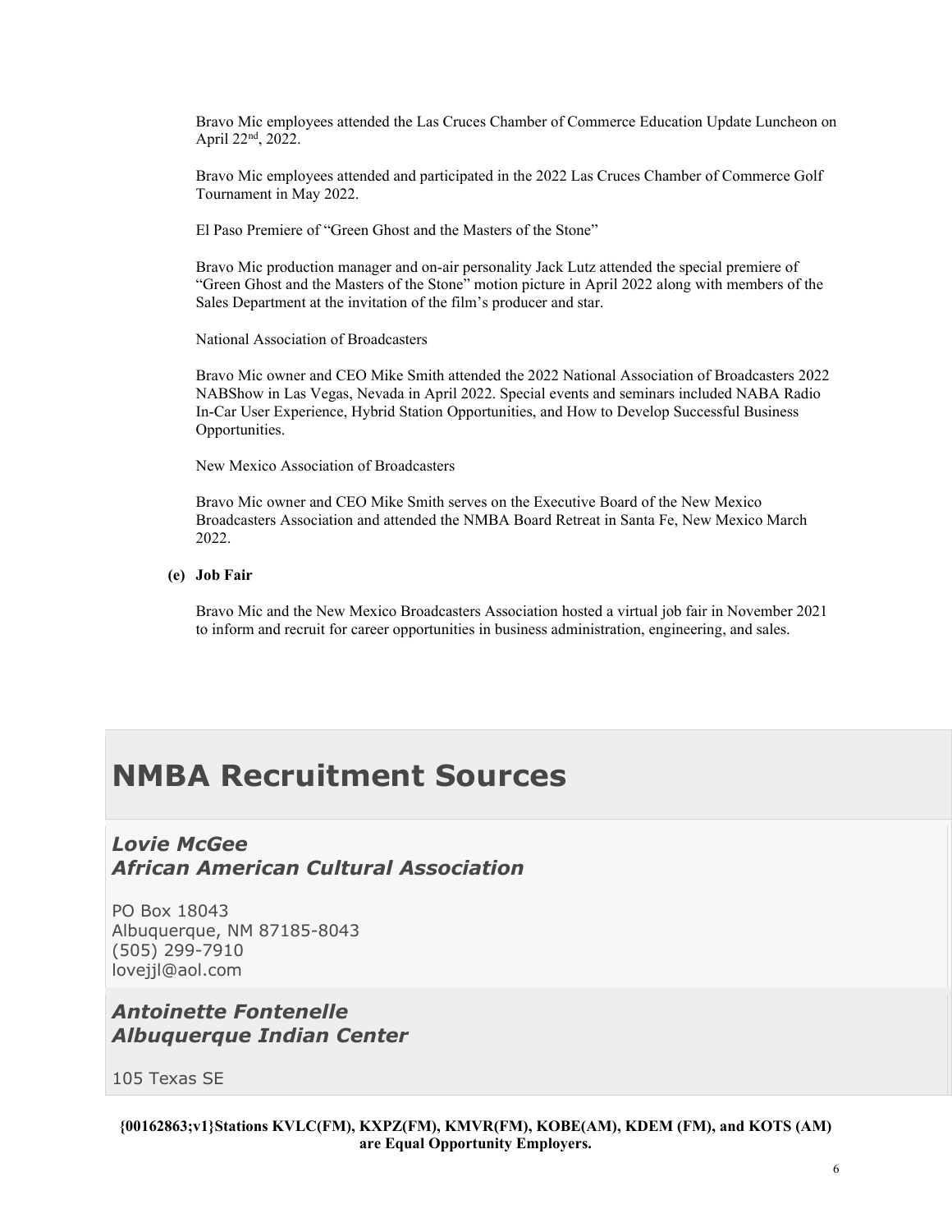Bravo Mic employees attended the Las Cruces Chamber of Commerce Education Update Luncheon on April 22nd, 2022.

Bravo Mic employees attended and participated in the 2022 Las Cruces Chamber of Commerce Golf Tournament in May 2022.

El Paso Premiere of "Green Ghost and the Masters of the Stone"

Bravo Mic production manager and on-air personality Jack Lutz attended the special premiere of "Green Ghost and the Masters of the Stone" motion picture in April 2022 along with members of the Sales Department at the invitation of the film's producer and star.

National Association of Broadcasters

Bravo Mic owner and CEO Mike Smith attended the 2022 National Association of Broadcasters 2022 NABShow in Las Vegas, Nevada in April 2022. Special events and seminars included NABA Radio In-Car User Experience, Hybrid Station Opportunities, and How to Develop Successful Business Opportunities.

New Mexico Association of Broadcasters

Bravo Mic owner and CEO Mike Smith serves on the Executive Board of the New Mexico Broadcasters Association and attended the NMBA Board Retreat in Santa Fe, New Mexico March 2022.

**(e) Job Fair**

Bravo Mic and the New Mexico Broadcasters Association hosted a virtual job fair in November 2021 to inform and recruit for career opportunities in business administration, engineering, and sales.

# NMBA Recruitment Sources

### *Lovie McGee*
### *African American Cultural Association*

PO Box 18043
Albuquerque, NM 87185-8043
(505) 299-7910
lovejjl@aol.com

### *Antoinette Fontenelle*
### *Albuquerque Indian Center*

105 Texas SE

**{00162863;v1}Stations KVLC(FM), KXPZ(FM), KMVR(FM), KOBE(AM), KDEM (FM), and KOTS (AM) are Equal Opportunity Employers.**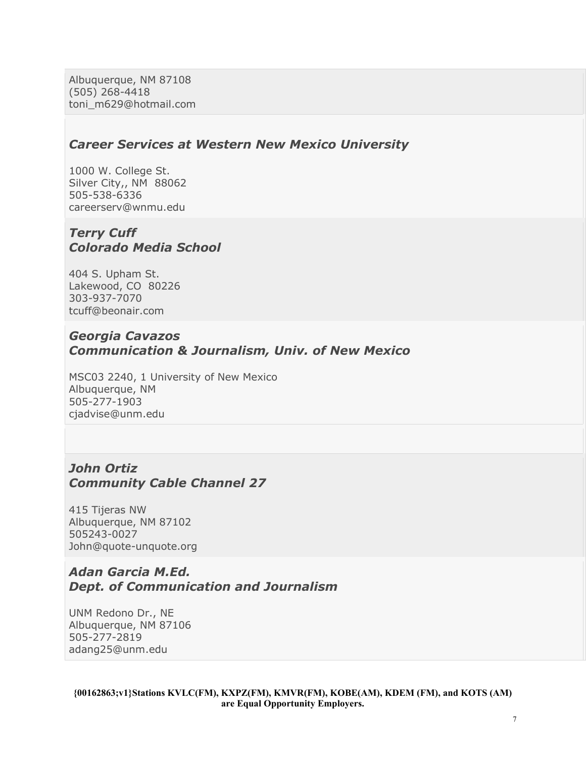Albuquerque, NM 87108
(505) 268-4418
toni_m629@hotmail.com

### *Career Services at Western New Mexico University*

1000 W. College St.
Silver City,, NM  88062
505-538-6336
careerserv@wnmu.edu

### *Terry Cuff*
### *Colorado Media School*

404 S. Upham St.
Lakewood, CO  80226
303-937-7070
tcuff@beonair.com

### *Georgia Cavazos*
### *Communication & Journalism, Univ. of New Mexico*

MSC03 2240, 1 University of New Mexico
Albuquerque, NM
505-277-1903
cjadvise@unm.edu

### *John Ortiz*
### *Community Cable Channel 27*

415 Tijeras NW
Albuquerque, NM 87102
505243-0027
John@quote-unquote.org

### *Adan Garcia M.Ed.*
### *Dept. of Communication and Journalism*

UNM Redono Dr., NE
Albuquerque, NM 87106
505-277-2819
adang25@unm.edu

**{00162863;v1}Stations KVLC(FM), KXPZ(FM), KMVR(FM), KOBE(AM), KDEM (FM), and KOTS (AM) are Equal Opportunity Employers.**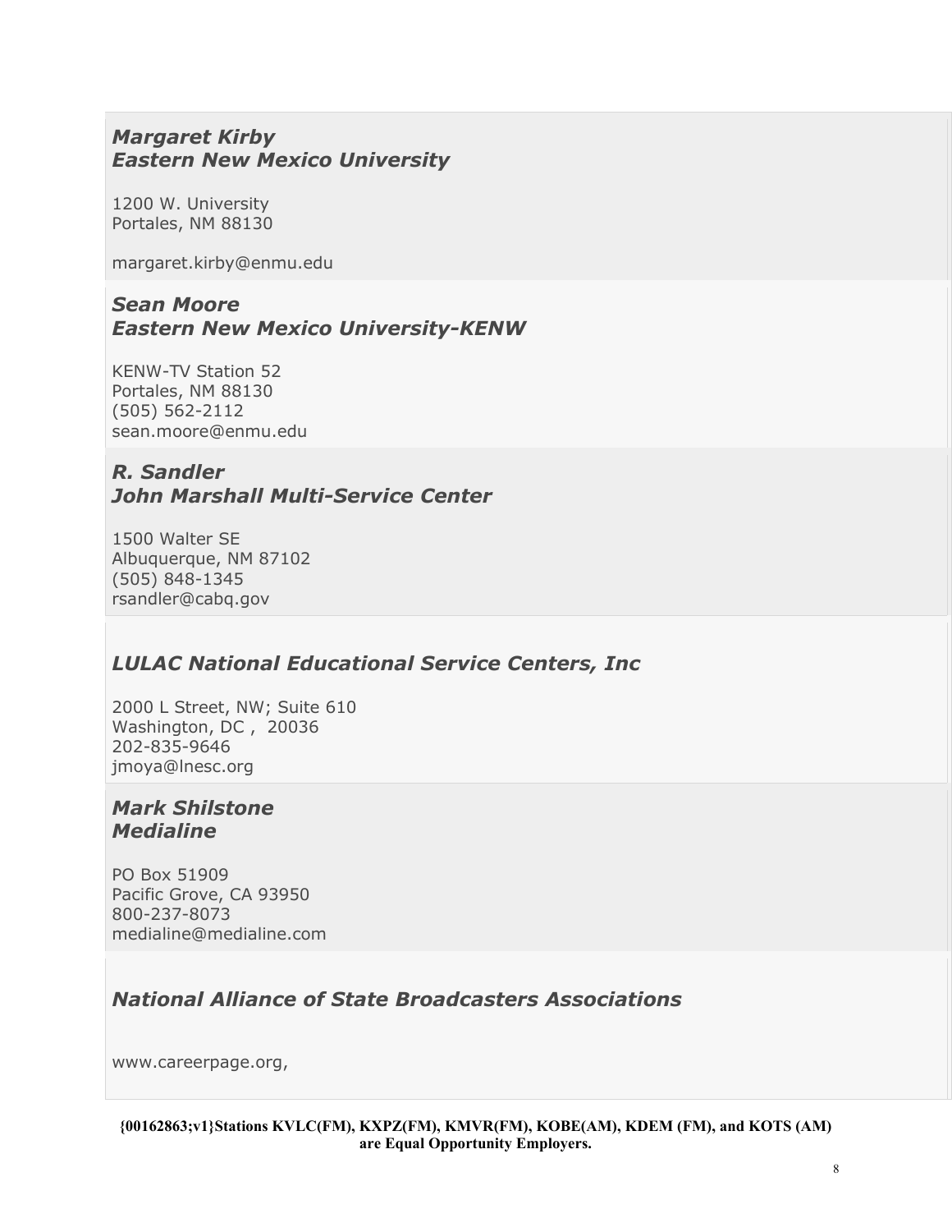***Margaret Kirby***
***Eastern New Mexico University***

1200 W. University
Portales, NM 88130

margaret.kirby@enmu.edu

***Sean Moore***
***Eastern New Mexico University-KENW***

KENW-TV Station 52
Portales, NM 88130
(505) 562-2112
sean.moore@enmu.edu

***R. Sandler***
***John Marshall Multi-Service Center***

1500 Walter SE
Albuquerque, NM 87102
(505) 848-1345
rsandler@cabq.gov

***LULAC National Educational Service Centers, Inc***

2000 L Street, NW; Suite 610
Washington, DC , 20036
202-835-9646
jmoya@lnesc.org

***Mark Shilstone***
***Medialine***

PO Box 51909
Pacific Grove, CA 93950
800-237-8073
medialine@medialine.com

***National Alliance of State Broadcasters Associations***

www.careerpage.org,

**{00162863;v1}Stations KVLC(FM), KXPZ(FM), KMVR(FM), KOBE(AM), KDEM (FM), and KOTS (AM) are Equal Opportunity Employers.**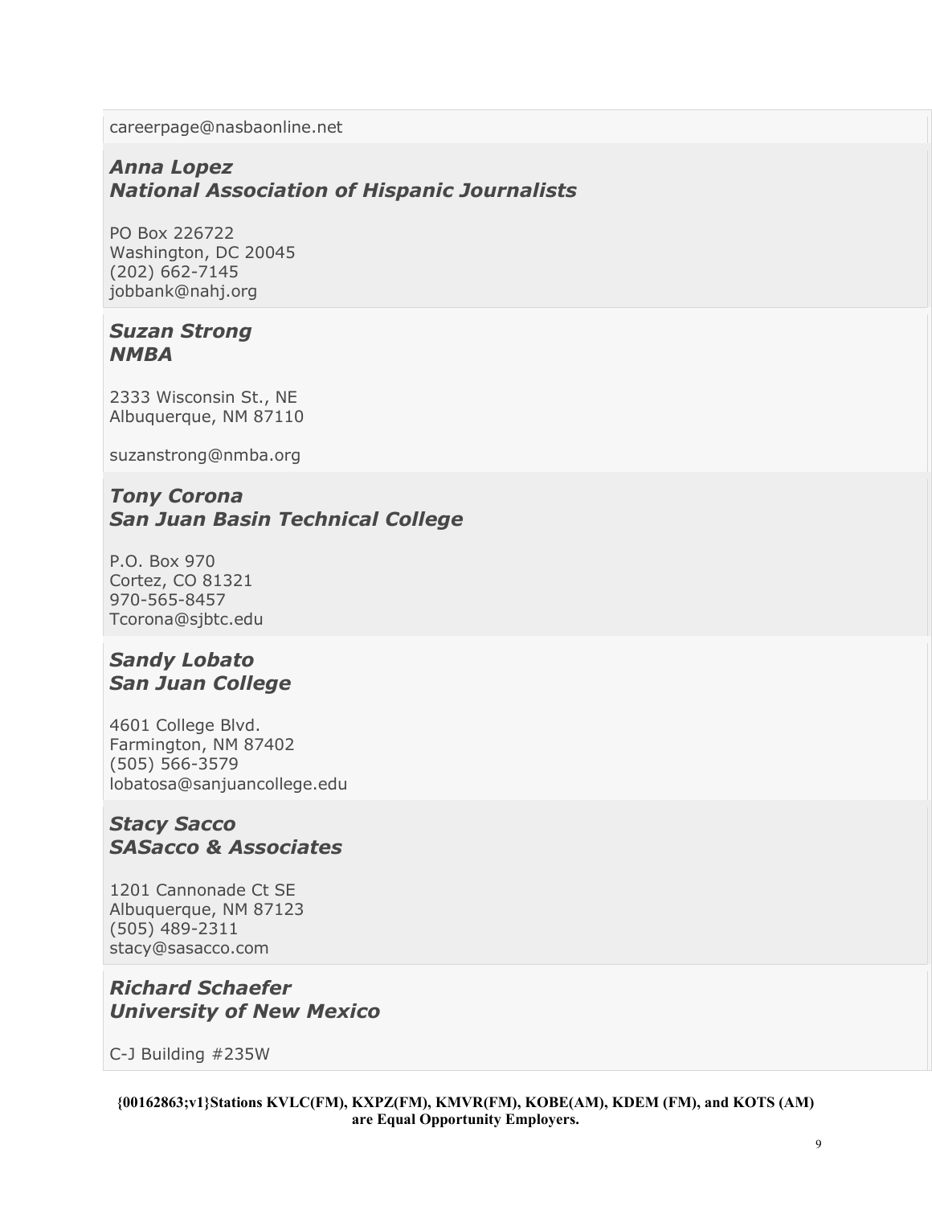careerpage@nasbaonline.net

***Anna Lopez***
***National Association of Hispanic Journalists***

PO Box 226722
Washington, DC 20045
(202) 662-7145
jobbank@nahj.org

***Suzan Strong***
***NMBA***

2333 Wisconsin St., NE
Albuquerque, NM 87110

suzanstrong@nmba.org

***Tony Corona***
***San Juan Basin Technical College***

P.O. Box 970
Cortez, CO 81321
970-565-8457
Tcorona@sjbtc.edu

***Sandy Lobato***
***San Juan College***

4601 College Blvd.
Farmington, NM 87402
(505) 566-3579
lobatosa@sanjuancollege.edu

***Stacy Sacco***
***SASacco & Associates***

1201 Cannonade Ct SE
Albuquerque, NM 87123
(505) 489-2311
stacy@sasacco.com

***Richard Schaefer***
***University of New Mexico***

C-J Building #235W

**{00162863;v1}Stations KVLC(FM), KXPZ(FM), KMVR(FM), KOBE(AM), KDEM (FM), and KOTS (AM) are Equal Opportunity Employers.**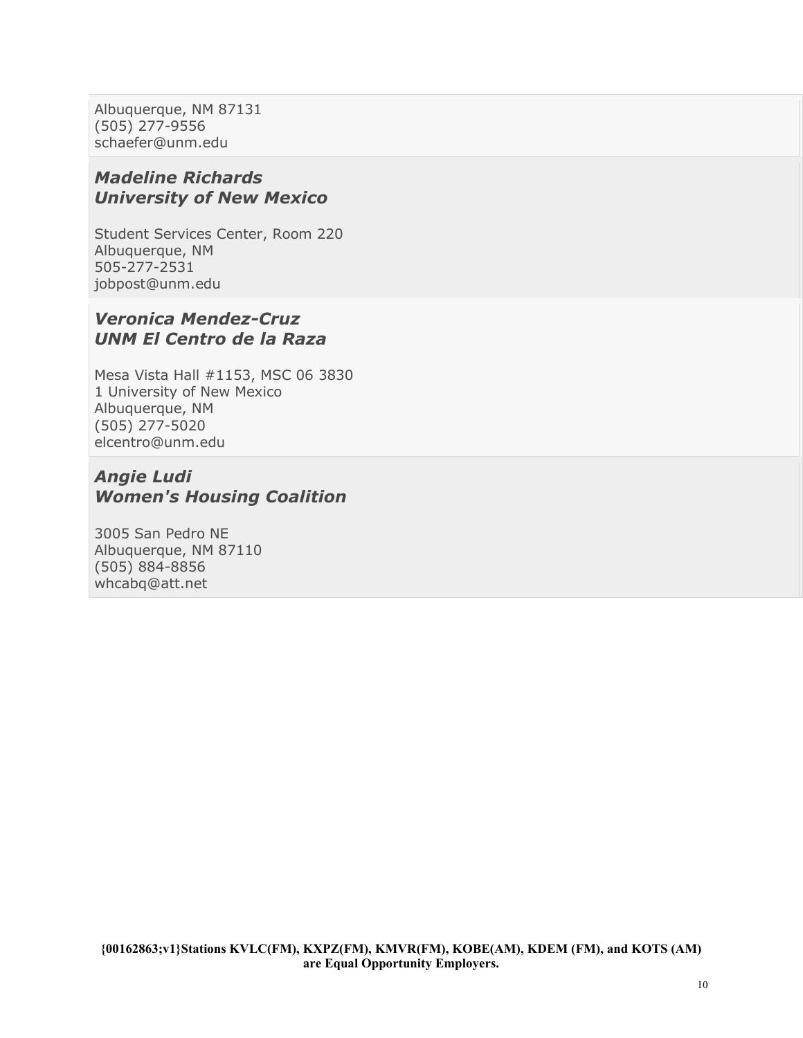Albuquerque, NM 87131
(505) 277-9556
schaefer@unm.edu

***Madeline Richards***
***University of New Mexico***

Student Services Center, Room 220
Albuquerque, NM
505-277-2531
jobpost@unm.edu

***Veronica Mendez-Cruz***
***UNM El Centro de la Raza***

Mesa Vista Hall #1153, MSC 06 3830
1 University of New Mexico
Albuquerque, NM
(505) 277-5020
elcentro@unm.edu

***Angie Ludi***
***Women's Housing Coalition***

3005 San Pedro NE
Albuquerque, NM 87110
(505) 884-8856
whcabq@att.net

**{00162863;v1}Stations KVLC(FM), KXPZ(FM), KMVR(FM), KOBE(AM), KDEM (FM), and KOTS (AM) are Equal Opportunity Employers.**